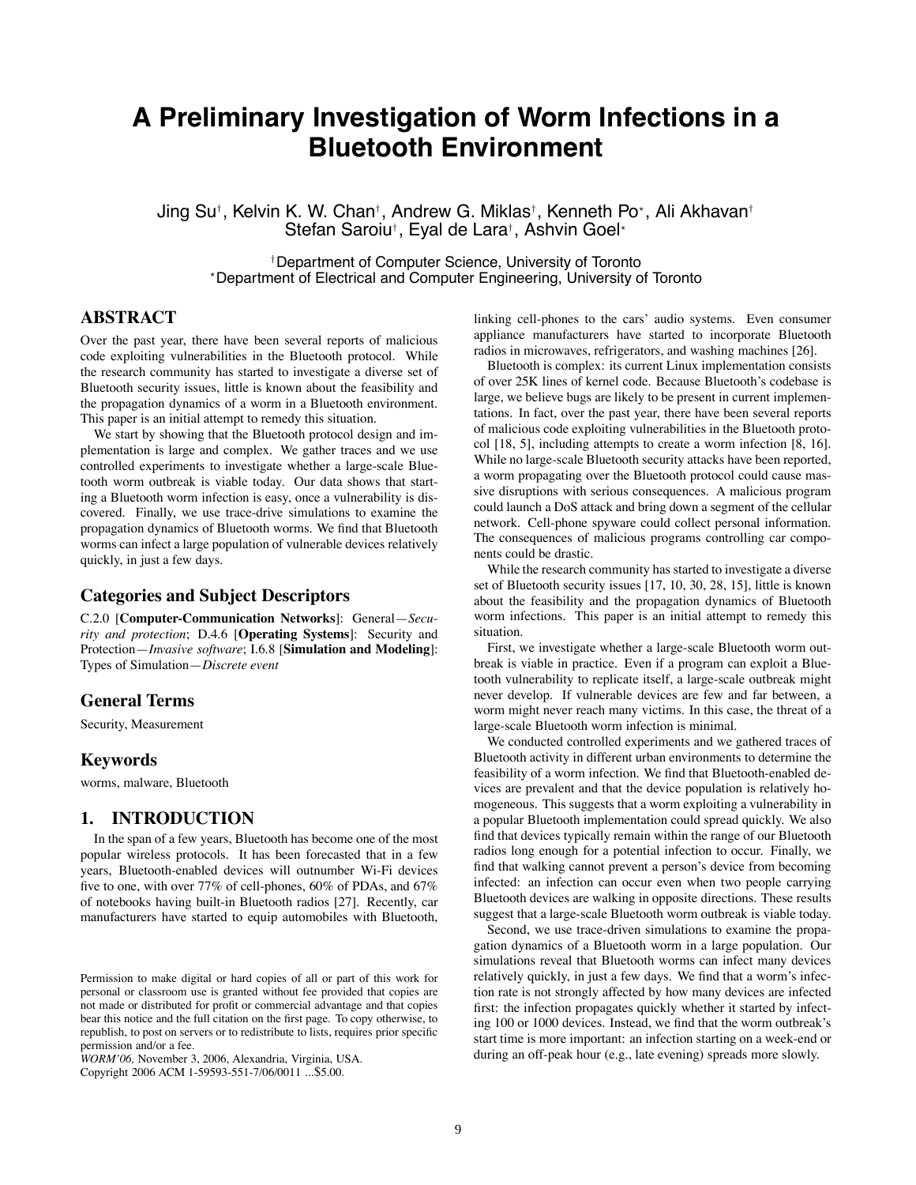# A Preliminary Investigation of Worm Infections in a Bluetooth Environment

Jing Su[†], Kelvin K. W. Chan[†], Andrew G. Miklas[†], Kenneth Po[⋆], Ali Akhavan[†]
Stefan Saroiu[†], Eyal de Lara[†], Ashvin Goel[⋆]

[†]Department of Computer Science, University of Toronto
[⋆]Department of Electrical and Computer Engineering, University of Toronto

## ABSTRACT

Over the past year, there have been several reports of malicious code exploiting vulnerabilities in the Bluetooth protocol. While the research community has started to investigate a diverse set of Bluetooth security issues, little is known about the feasibility and the propagation dynamics of a worm in a Bluetooth environment. This paper is an initial attempt to remedy this situation.

We start by showing that the Bluetooth protocol design and implementation is large and complex. We gather traces and we use controlled experiments to investigate whether a large-scale Bluetooth worm outbreak is viable today. Our data shows that starting a Bluetooth worm infection is easy, once a vulnerability is discovered. Finally, we use trace-drive simulations to examine the propagation dynamics of Bluetooth worms. We find that Bluetooth worms can infect a large population of vulnerable devices relatively quickly, in just a few days.

### Categories and Subject Descriptors

C.2.0 [**Computer-Communication Networks**]: General—*Security and protection*; D.4.6 [**Operating Systems**]: Security and Protection—*Invasive software*; I.6.8 [**Simulation and Modeling**]: Types of Simulation—*Discrete event*

### General Terms

Security, Measurement

### Keywords

worms, malware, Bluetooth

## 1. INTRODUCTION

In the span of a few years, Bluetooth has become one of the most popular wireless protocols. It has been forecasted that in a few years, Bluetooth-enabled devices will outnumber Wi-Fi devices five to one, with over 77% of cell-phones, 60% of PDAs, and 67% of notebooks having built-in Bluetooth radios [27]. Recently, car manufacturers have started to equip automobiles with Bluetooth, linking cell-phones to the cars' audio systems. Even consumer appliance manufacturers have started to incorporate Bluetooth radios in microwaves, refrigerators, and washing machines [26].

Bluetooth is complex: its current Linux implementation consists of over 25K lines of kernel code. Because Bluetooth's codebase is large, we believe bugs are likely to be present in current implementations. In fact, over the past year, there have been several reports of malicious code exploiting vulnerabilities in the Bluetooth protocol [18, 5], including attempts to create a worm infection [8, 16]. While no large-scale Bluetooth security attacks have been reported, a worm propagating over the Bluetooth protocol could cause massive disruptions with serious consequences. A malicious program could launch a DoS attack and bring down a segment of the cellular network. Cell-phone spyware could collect personal information. The consequences of malicious programs controlling car components could be drastic.

While the research community has started to investigate a diverse set of Bluetooth security issues [17, 10, 30, 28, 15], little is known about the feasibility and the propagation dynamics of Bluetooth worm infections. This paper is an initial attempt to remedy this situation.

First, we investigate whether a large-scale Bluetooth worm outbreak is viable in practice. Even if a program can exploit a Bluetooth vulnerability to replicate itself, a large-scale outbreak might never develop. If vulnerable devices are few and far between, a worm might never reach many victims. In this case, the threat of a large-scale Bluetooth worm infection is minimal.

We conducted controlled experiments and we gathered traces of Bluetooth activity in different urban environments to determine the feasibility of a worm infection. We find that Bluetooth-enabled devices are prevalent and that the device population is relatively homogeneous. This suggests that a worm exploiting a vulnerability in a popular Bluetooth implementation could spread quickly. We also find that devices typically remain within the range of our Bluetooth radios long enough for a potential infection to occur. Finally, we find that walking cannot prevent a person's device from becoming infected: an infection can occur even when two people carrying Bluetooth devices are walking in opposite directions. These results suggest that a large-scale Bluetooth worm outbreak is viable today.

Second, we use trace-driven simulations to examine the propagation dynamics of a Bluetooth worm in a large population. Our simulations reveal that Bluetooth worms can infect many devices relatively quickly, in just a few days. We find that a worm's infection rate is not strongly affected by how many devices are infected first: the infection propagates quickly whether it started by infecting 100 or 1000 devices. Instead, we find that the worm outbreak's start time is more important: an infection starting on a week-end or during an off-peak hour (e.g., late evening) spreads more slowly.

Permission to make digital or hard copies of all or part of this work for personal or classroom use is granted without fee provided that copies are not made or distributed for profit or commercial advantage and that copies bear this notice and the full citation on the first page. To copy otherwise, to republish, to post on servers or to redistribute to lists, requires prior specific permission and/or a fee.
*WORM'06,* November 3, 2006, Alexandria, Virginia, USA.
Copyright 2006 ACM 1-59593-551-7/06/0011 ...$5.00.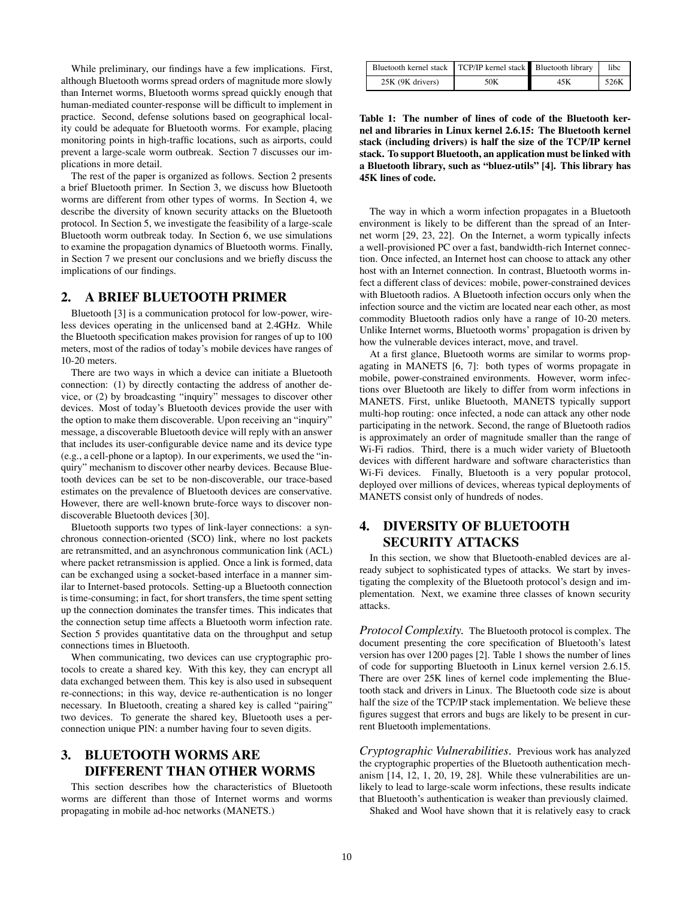While preliminary, our findings have a few implications. First, although Bluetooth worms spread orders of magnitude more slowly than Internet worms, Bluetooth worms spread quickly enough that human-mediated counter-response will be difficult to implement in practice. Second, defense solutions based on geographical locality could be adequate for Bluetooth worms. For example, placing monitoring points in high-traffic locations, such as airports, could prevent a large-scale worm outbreak. Section 7 discusses our implications in more detail.

The rest of the paper is organized as follows. Section 2 presents a brief Bluetooth primer. In Section 3, we discuss how Bluetooth worms are different from other types of worms. In Section 4, we describe the diversity of known security attacks on the Bluetooth protocol. In Section 5, we investigate the feasibility of a large-scale Bluetooth worm outbreak today. In Section 6, we use simulations to examine the propagation dynamics of Bluetooth worms. Finally, in Section 7 we present our conclusions and we briefly discuss the implications of our findings.

## 2. A BRIEF BLUETOOTH PRIMER

Bluetooth [3] is a communication protocol for low-power, wireless devices operating in the unlicensed band at 2.4GHz. While the Bluetooth specification makes provision for ranges of up to 100 meters, most of the radios of today's mobile devices have ranges of 10-20 meters.

There are two ways in which a device can initiate a Bluetooth connection: (1) by directly contacting the address of another device, or (2) by broadcasting "inquiry" messages to discover other devices. Most of today's Bluetooth devices provide the user with the option to make them discoverable. Upon receiving an "inquiry" message, a discoverable Bluetooth device will reply with an answer that includes its user-configurable device name and its device type (e.g., a cell-phone or a laptop). In our experiments, we used the "inquiry" mechanism to discover other nearby devices. Because Bluetooth devices can be set to be non-discoverable, our trace-based estimates on the prevalence of Bluetooth devices are conservative. However, there are well-known brute-force ways to discover non-discoverable Bluetooth devices [30].

Bluetooth supports two types of link-layer connections: a synchronous connection-oriented (SCO) link, where no lost packets are retransmitted, and an asynchronous communication link (ACL) where packet retransmission is applied. Once a link is formed, data can be exchanged using a socket-based interface in a manner similar to Internet-based protocols. Setting-up a Bluetooth connection is time-consuming; in fact, for short transfers, the time spent setting up the connection dominates the transfer times. This indicates that the connection setup time affects a Bluetooth worm infection rate. Section 5 provides quantitative data on the throughput and setup connections times in Bluetooth.

When communicating, two devices can use cryptographic protocols to create a shared key. With this key, they can encrypt all data exchanged between them. This key is also used in subsequent re-connections; in this way, device re-authentication is no longer necessary. In Bluetooth, creating a shared key is called "pairing" two devices. To generate the shared key, Bluetooth uses a per-connection unique PIN: a number having four to seven digits.

## 3. BLUETOOTH WORMS ARE DIFFERENT THAN OTHER WORMS

This section describes how the characteristics of Bluetooth worms are different than those of Internet worms and worms propagating in mobile ad-hoc networks (MANETS.)

| Bluetooth kernel stack | TCP/IP kernel stack | Bluetooth library | libc |
|---|---|---|---|
| 25K (9K drivers) | 50K | 45K | 526K |

**Table 1: The number of lines of code of the Bluetooth kernel and libraries in Linux kernel 2.6.15: The Bluetooth kernel stack (including drivers) is half the size of the TCP/IP kernel stack. To support Bluetooth, an application must be linked with a Bluetooth library, such as "bluez-utils" [4]. This library has 45K lines of code.**

The way in which a worm infection propagates in a Bluetooth environment is likely to be different than the spread of an Internet worm [29, 23, 22]. On the Internet, a worm typically infects a well-provisioned PC over a fast, bandwidth-rich Internet connection. Once infected, an Internet host can choose to attack any other host with an Internet connection. In contrast, Bluetooth worms infect a different class of devices: mobile, power-constrained devices with Bluetooth radios. A Bluetooth infection occurs only when the infection source and the victim are located near each other, as most commodity Bluetooth radios only have a range of 10-20 meters. Unlike Internet worms, Bluetooth worms' propagation is driven by how the vulnerable devices interact, move, and travel.

At a first glance, Bluetooth worms are similar to worms propagating in MANETS [6, 7]: both types of worms propagate in mobile, power-constrained environments. However, worm infections over Bluetooth are likely to differ from worm infections in MANETS. First, unlike Bluetooth, MANETS typically support multi-hop routing: once infected, a node can attack any other node participating in the network. Second, the range of Bluetooth radios is approximately an order of magnitude smaller than the range of Wi-Fi radios. Third, there is a much wider variety of Bluetooth devices with different hardware and software characteristics than Wi-Fi devices. Finally, Bluetooth is a very popular protocol, deployed over millions of devices, whereas typical deployments of MANETS consist only of hundreds of nodes.

## 4. DIVERSITY OF BLUETOOTH SECURITY ATTACKS

In this section, we show that Bluetooth-enabled devices are already subject to sophisticated types of attacks. We start by investigating the complexity of the Bluetooth protocol's design and implementation. Next, we examine three classes of known security attacks.

*Protocol Complexity.* The Bluetooth protocol is complex. The document presenting the core specification of Bluetooth's latest version has over 1200 pages [2]. Table 1 shows the number of lines of code for supporting Bluetooth in Linux kernel version 2.6.15. There are over 25K lines of kernel code implementing the Bluetooth stack and drivers in Linux. The Bluetooth code size is about half the size of the TCP/IP stack implementation. We believe these figures suggest that errors and bugs are likely to be present in current Bluetooth implementations.

*Cryptographic Vulnerabilities.* Previous work has analyzed the cryptographic properties of the Bluetooth authentication mechanism [14, 12, 1, 20, 19, 28]. While these vulnerabilities are unlikely to lead to large-scale worm infections, these results indicate that Bluetooth's authentication is weaker than previously claimed.

Shaked and Wool have shown that it is relatively easy to crack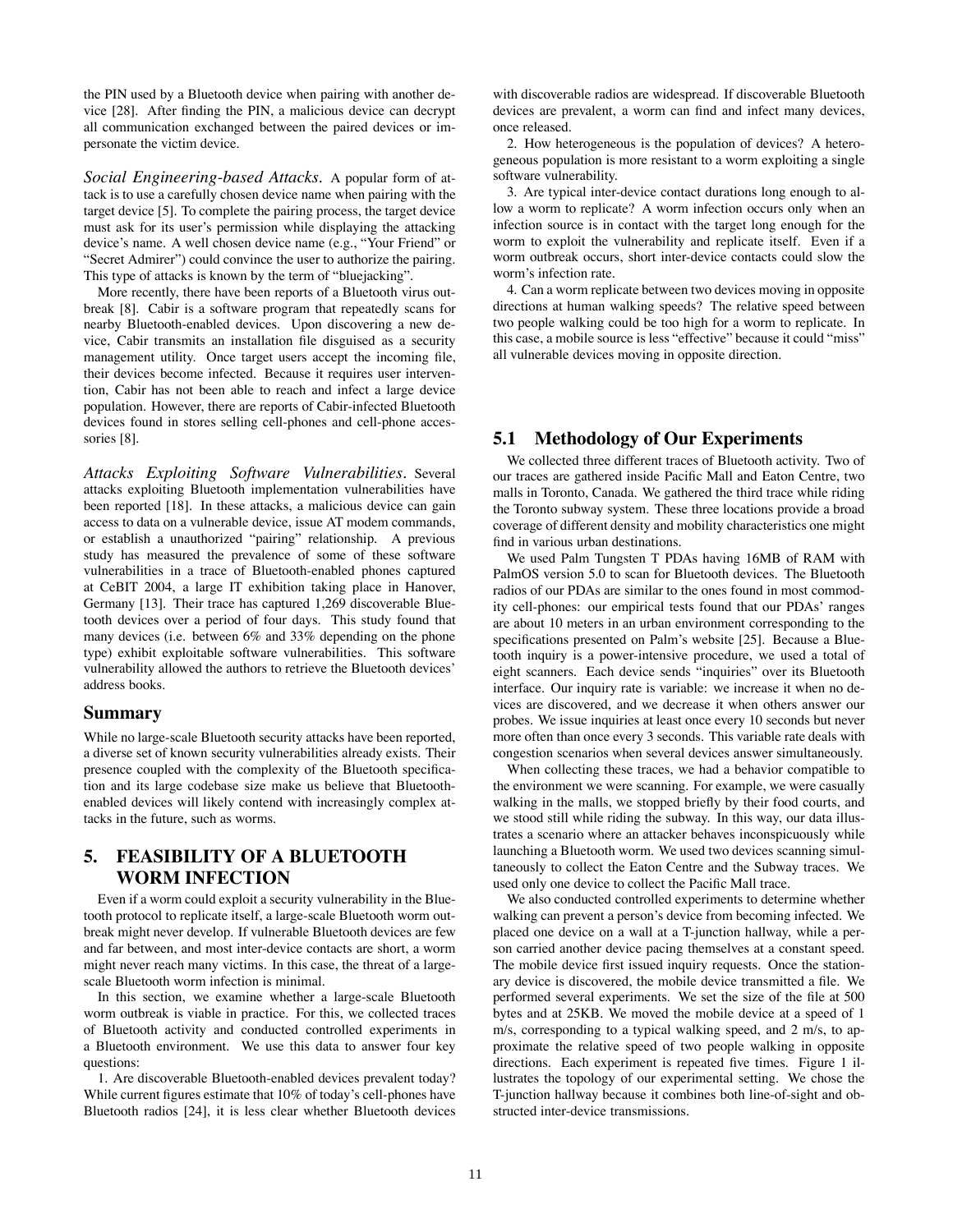the PIN used by a Bluetooth device when pairing with another device [28]. After finding the PIN, a malicious device can decrypt all communication exchanged between the paired devices or impersonate the victim device.

*Social Engineering-based Attacks.* A popular form of attack is to use a carefully chosen device name when pairing with the target device [5]. To complete the pairing process, the target device must ask for its user's permission while displaying the attacking device's name. A well chosen device name (e.g., "Your Friend" or "Secret Admirer") could convince the user to authorize the pairing. This type of attacks is known by the term of "bluejacking".

More recently, there have been reports of a Bluetooth virus outbreak [8]. Cabir is a software program that repeatedly scans for nearby Bluetooth-enabled devices. Upon discovering a new device, Cabir transmits an installation file disguised as a security management utility. Once target users accept the incoming file, their devices become infected. Because it requires user intervention, Cabir has not been able to reach and infect a large device population. However, there are reports of Cabir-infected Bluetooth devices found in stores selling cell-phones and cell-phone accessories [8].

*Attacks Exploiting Software Vulnerabilities.* Several attacks exploiting Bluetooth implementation vulnerabilities have been reported [18]. In these attacks, a malicious device can gain access to data on a vulnerable device, issue AT modem commands, or establish a unauthorized "pairing" relationship. A previous study has measured the prevalence of some of these software vulnerabilities in a trace of Bluetooth-enabled phones captured at CeBIT 2004, a large IT exhibition taking place in Hanover, Germany [13]. Their trace has captured 1,269 discoverable Bluetooth devices over a period of four days. This study found that many devices (i.e. between 6% and 33% depending on the phone type) exhibit exploitable software vulnerabilities. This software vulnerability allowed the authors to retrieve the Bluetooth devices' address books.

### Summary

While no large-scale Bluetooth security attacks have been reported, a diverse set of known security vulnerabilities already exists. Their presence coupled with the complexity of the Bluetooth specification and its large codebase size make us believe that Bluetooth-enabled devices will likely contend with increasingly complex attacks in the future, such as worms.

## 5. FEASIBILITY OF A BLUETOOTH WORM INFECTION

Even if a worm could exploit a security vulnerability in the Bluetooth protocol to replicate itself, a large-scale Bluetooth worm outbreak might never develop. If vulnerable Bluetooth devices are few and far between, and most inter-device contacts are short, a worm might never reach many victims. In this case, the threat of a large-scale Bluetooth worm infection is minimal.

In this section, we examine whether a large-scale Bluetooth worm outbreak is viable in practice. For this, we collected traces of Bluetooth activity and conducted controlled experiments in a Bluetooth environment. We use this data to answer four key questions:

1. Are discoverable Bluetooth-enabled devices prevalent today? While current figures estimate that 10% of today's cell-phones have Bluetooth radios [24], it is less clear whether Bluetooth devices with discoverable radios are widespread. If discoverable Bluetooth devices are prevalent, a worm can find and infect many devices, once released.

2. How heterogeneous is the population of devices? A heterogeneous population is more resistant to a worm exploiting a single software vulnerability.

3. Are typical inter-device contact durations long enough to allow a worm to replicate? A worm infection occurs only when an infection source is in contact with the target long enough for the worm to exploit the vulnerability and replicate itself. Even if a worm outbreak occurs, short inter-device contacts could slow the worm's infection rate.

4. Can a worm replicate between two devices moving in opposite directions at human walking speeds? The relative speed between two people walking could be too high for a worm to replicate. In this case, a mobile source is less "effective" because it could "miss" all vulnerable devices moving in opposite direction.

### 5.1 Methodology of Our Experiments

We collected three different traces of Bluetooth activity. Two of our traces are gathered inside Pacific Mall and Eaton Centre, two malls in Toronto, Canada. We gathered the third trace while riding the Toronto subway system. These three locations provide a broad coverage of different density and mobility characteristics one might find in various urban destinations.

We used Palm Tungsten T PDAs having 16MB of RAM with PalmOS version 5.0 to scan for Bluetooth devices. The Bluetooth radios of our PDAs are similar to the ones found in most commodity cell-phones: our empirical tests found that our PDAs' ranges are about 10 meters in an urban environment corresponding to the specifications presented on Palm's website [25]. Because a Bluetooth inquiry is a power-intensive procedure, we used a total of eight scanners. Each device sends "inquiries" over its Bluetooth interface. Our inquiry rate is variable: we increase it when no devices are discovered, and we decrease it when others answer our probes. We issue inquiries at least once every 10 seconds but never more often than once every 3 seconds. This variable rate deals with congestion scenarios when several devices answer simultaneously.

When collecting these traces, we had a behavior compatible to the environment we were scanning. For example, we were casually walking in the malls, we stopped briefly by their food courts, and we stood still while riding the subway. In this way, our data illustrates a scenario where an attacker behaves inconspicuously while launching a Bluetooth worm. We used two devices scanning simultaneously to collect the Eaton Centre and the Subway traces. We used only one device to collect the Pacific Mall trace.

We also conducted controlled experiments to determine whether walking can prevent a person's device from becoming infected. We placed one device on a wall at a T-junction hallway, while a person carried another device pacing themselves at a constant speed. The mobile device first issued inquiry requests. Once the stationary device is discovered, the mobile device transmitted a file. We performed several experiments. We set the size of the file at 500 bytes and at 25KB. We moved the mobile device at a speed of 1 m/s, corresponding to a typical walking speed, and 2 m/s, to approximate the relative speed of two people walking in opposite directions. Each experiment is repeated five times. Figure 1 illustrates the topology of our experimental setting. We chose the T-junction hallway because it combines both line-of-sight and obstructed inter-device transmissions.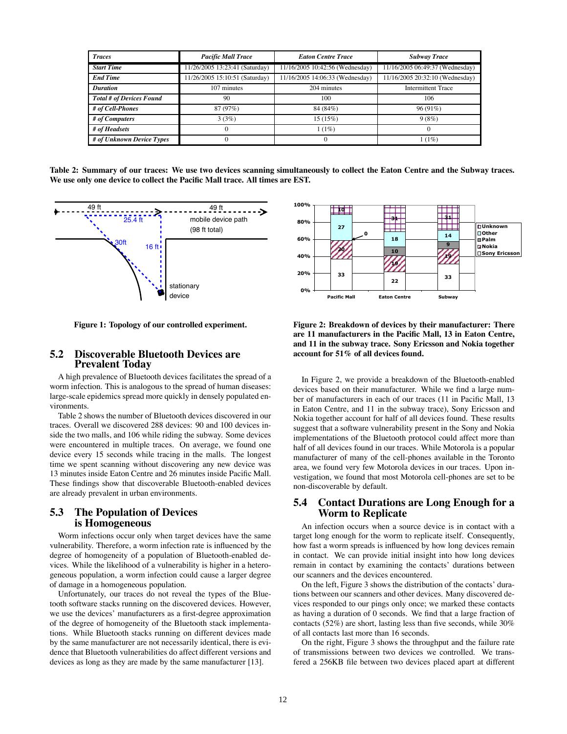| Traces | Pacific Mall Trace | Eaton Centre Trace | Subway Trace |
| --- | --- | --- | --- |
| Start Time | 11/26/2005 13:23:41 (Saturday) | 11/16/2005 10:42:56 (Wednesday) | 11/16/2005 06:49:37 (Wednesday) |
| End Time | 11/26/2005 15:10:51 (Saturday) | 11/16/2005 14:06:33 (Wednesday) | 11/16/2005 20:32:10 (Wednesday) |
| Duration | 107 minutes | 204 minutes | Intermittent Trace |
| Total # of Devices Found | 90 | 100 | 106 |
| # of Cell-Phones | 87 (97%) | 84 (84%) | 96 (91%) |
| # of Computers | 3 (3%) | 15 (15%) | 9 (8%) |
| # of Headsets | 0 | 1 (1%) | 0 |
| # of Unknown Device Types | 0 | 0 | 1 (1%) |

**Table 2: Summary of our traces: We use two devices scanning simultaneously to collect the Eaton Centre and the Subway traces. We use only one device to collect the Pacific Mall trace. All times are EST.**

**Figure 1: Topology of our controlled experiment.**

**Figure 2: Breakdown of devices by their manufacturer: There are 11 manufacturers in the Pacific Mall, 13 in Eaton Centre, and 11 in the subway trace. Sony Ericsson and Nokia together account for 51% of all devices found.**

## 5.2 Discoverable Bluetooth Devices are Prevalent Today

A high prevalence of Bluetooth devices facilitates the spread of a worm infection. This is analogous to the spread of human diseases: large-scale epidemics spread more quickly in densely populated environments.

Table 2 shows the number of Bluetooth devices discovered in our traces. Overall we discovered 288 devices: 90 and 100 devices inside the two malls, and 106 while riding the subway. Some devices were encountered in multiple traces. On average, we found one device every 15 seconds while tracing in the malls. The longest time we spent scanning without discovering any new device was 13 minutes inside Eaton Centre and 26 minutes inside Pacific Mall. These findings show that discoverable Bluetooth-enabled devices are already prevalent in urban environments.

## 5.3 The Population of Devices is Homogeneous

Worm infections occur only when target devices have the same vulnerability. Therefore, a worm infection rate is influenced by the degree of homogeneity of a population of Bluetooth-enabled devices. While the likelihood of a vulnerability is higher in a heterogeneous population, a worm infection could cause a larger degree of damage in a homogeneous population.

Unfortunately, our traces do not reveal the types of the Bluetooth software stacks running on the discovered devices. However, we use the devices' manufacturers as a first-degree approximation of the degree of homogeneity of the Bluetooth stack implementations. While Bluetooth stacks running on different devices made by the same manufacturer are not necessarily identical, there is evidence that Bluetooth vulnerabilities do affect different versions and devices as long as they are made by the same manufacturer [13].

In Figure 2, we provide a breakdown of the Bluetooth-enabled devices based on their manufacturer. While we find a large number of manufacturers in each of our traces (11 in Pacific Mall, 13 in Eaton Centre, and 11 in the subway trace), Sony Ericsson and Nokia together account for half of all devices found. These results suggest that a software vulnerability present in the Sony and Nokia implementations of the Bluetooth protocol could affect more than half of all devices found in our traces. While Motorola is a popular manufacturer of many of the cell-phones available in the Toronto area, we found very few Motorola devices in our traces. Upon investigation, we found that most Motorola cell-phones are set to be non-discoverable by default.

## 5.4 Contact Durations are Long Enough for a Worm to Replicate

An infection occurs when a source device is in contact with a target long enough for the worm to replicate itself. Consequently, how fast a worm spreads is influenced by how long devices remain in contact. We can provide initial insight into how long devices remain in contact by examining the contacts' durations between our scanners and the devices encountered.

On the left, Figure 3 shows the distribution of the contacts' durations between our scanners and other devices. Many discovered devices responded to our pings only once; we marked these contacts as having a duration of 0 seconds. We find that a large fraction of contacts (52%) are short, lasting less than five seconds, while 30% of all contacts last more than 16 seconds.

On the right, Figure 3 shows the throughput and the failure rate of transmissions between two devices we controlled. We transfered a 256KB file between two devices placed apart at different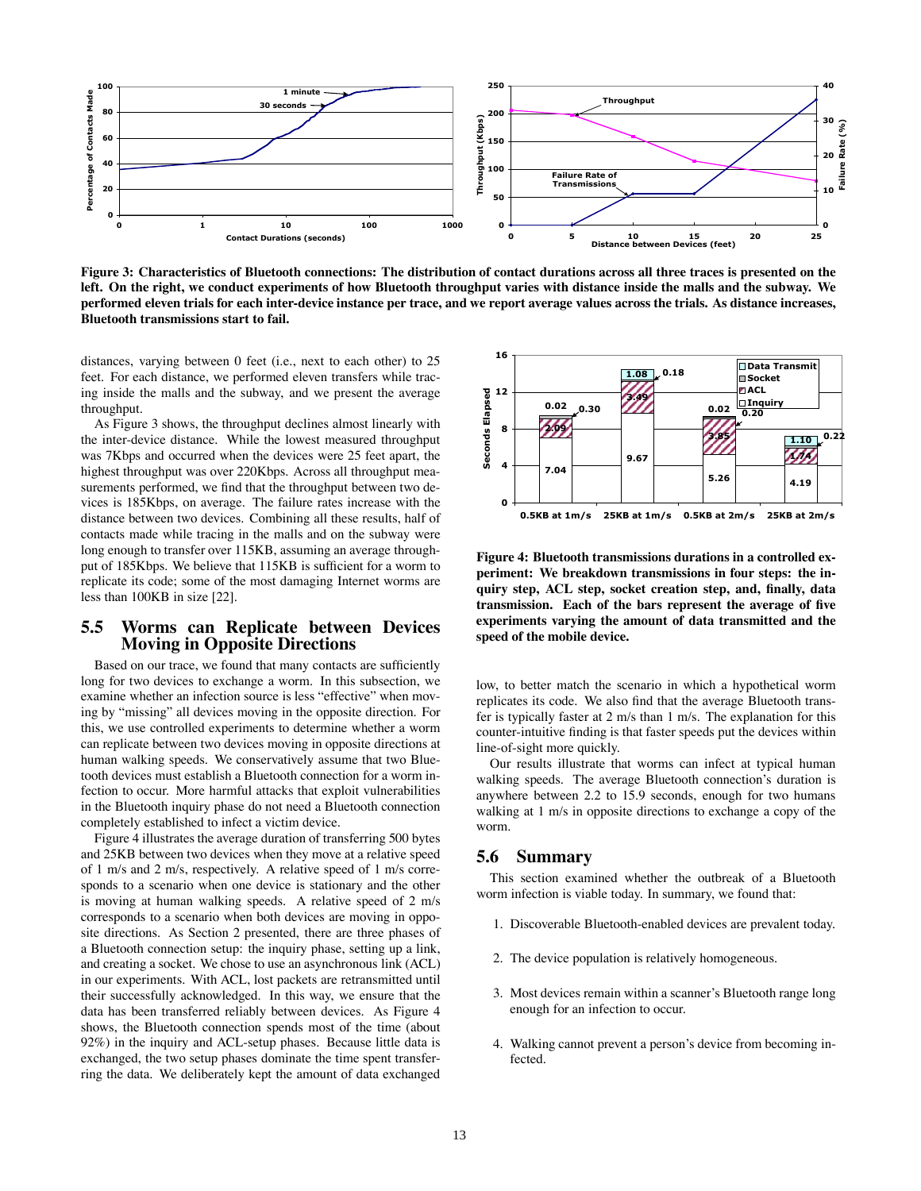**Figure 3: Characteristics of Bluetooth connections: The distribution of contact durations across all three traces is presented on the left. On the right, we conduct experiments of how Bluetooth throughput varies with distance inside the malls and the subway. We performed eleven trials for each inter-device instance per trace, and we report average values across the trials. As distance increases, Bluetooth transmissions start to fail.**

distances, varying between 0 feet (i.e., next to each other) to 25 feet. For each distance, we performed eleven transfers while tracing inside the malls and the subway, and we present the average throughput.

As Figure 3 shows, the throughput declines almost linearly with the inter-device distance. While the lowest measured throughput was 7Kbps and occurred when the devices were 25 feet apart, the highest throughput was over 220Kbps. Across all throughput measurements performed, we find that the throughput between two devices is 185Kbps, on average. The failure rates increase with the distance between two devices. Combining all these results, half of contacts made while tracing in the malls and on the subway were long enough to transfer over 115KB, assuming an average throughput of 185Kbps. We believe that 115KB is sufficient for a worm to replicate its code; some of the most damaging Internet worms are less than 100KB in size [22].

## 5.5 Worms can Replicate between Devices Moving in Opposite Directions

Based on our trace, we found that many contacts are sufficiently long for two devices to exchange a worm. In this subsection, we examine whether an infection source is less "effective" when moving by "missing" all devices moving in the opposite direction. For this, we use controlled experiments to determine whether a worm can replicate between two devices moving in opposite directions at human walking speeds. We conservatively assume that two Bluetooth devices must establish a Bluetooth connection for a worm infection to occur. More harmful attacks that exploit vulnerabilities in the Bluetooth inquiry phase do not need a Bluetooth connection completely established to infect a victim device.

Figure 4 illustrates the average duration of transferring 500 bytes and 25KB between two devices when they move at a relative speed of 1 m/s and 2 m/s, respectively. A relative speed of 1 m/s corresponds to a scenario when one device is stationary and the other is moving at human walking speeds. A relative speed of 2 m/s corresponds to a scenario when both devices are moving in opposite directions. As Section 2 presented, there are three phases of a Bluetooth connection setup: the inquiry phase, setting up a link, and creating a socket. We chose to use an asynchronous link (ACL) in our experiments. With ACL, lost packets are retransmitted until their successfully acknowledged. In this way, we ensure that the data has been transferred reliably between devices. As Figure 4 shows, the Bluetooth connection spends most of the time (about 92%) in the inquiry and ACL-setup phases. Because little data is exchanged, the two setup phases dominate the time spent transferring the data. We deliberately kept the amount of data exchanged low, to better match the scenario in which a hypothetical worm replicates its code. We also find that the average Bluetooth transfer is typically faster at 2 m/s than 1 m/s. The explanation for this counter-intuitive finding is that faster speeds put the devices within line-of-sight more quickly.

**Figure 4: Bluetooth transmissions durations in a controlled experiment: We breakdown transmissions in four steps: the inquiry step, ACL step, socket creation step, and, finally, data transmission. Each of the bars represent the average of five experiments varying the amount of data transmitted and the speed of the mobile device.**

Our results illustrate that worms can infect at typical human walking speeds. The average Bluetooth connection's duration is anywhere between 2.2 to 15.9 seconds, enough for two humans walking at 1 m/s in opposite directions to exchange a copy of the worm.

## 5.6 Summary

This section examined whether the outbreak of a Bluetooth worm infection is viable today. In summary, we found that:

1. Discoverable Bluetooth-enabled devices are prevalent today.
2. The device population is relatively homogeneous.
3. Most devices remain within a scanner's Bluetooth range long enough for an infection to occur.
4. Walking cannot prevent a person's device from becoming infected.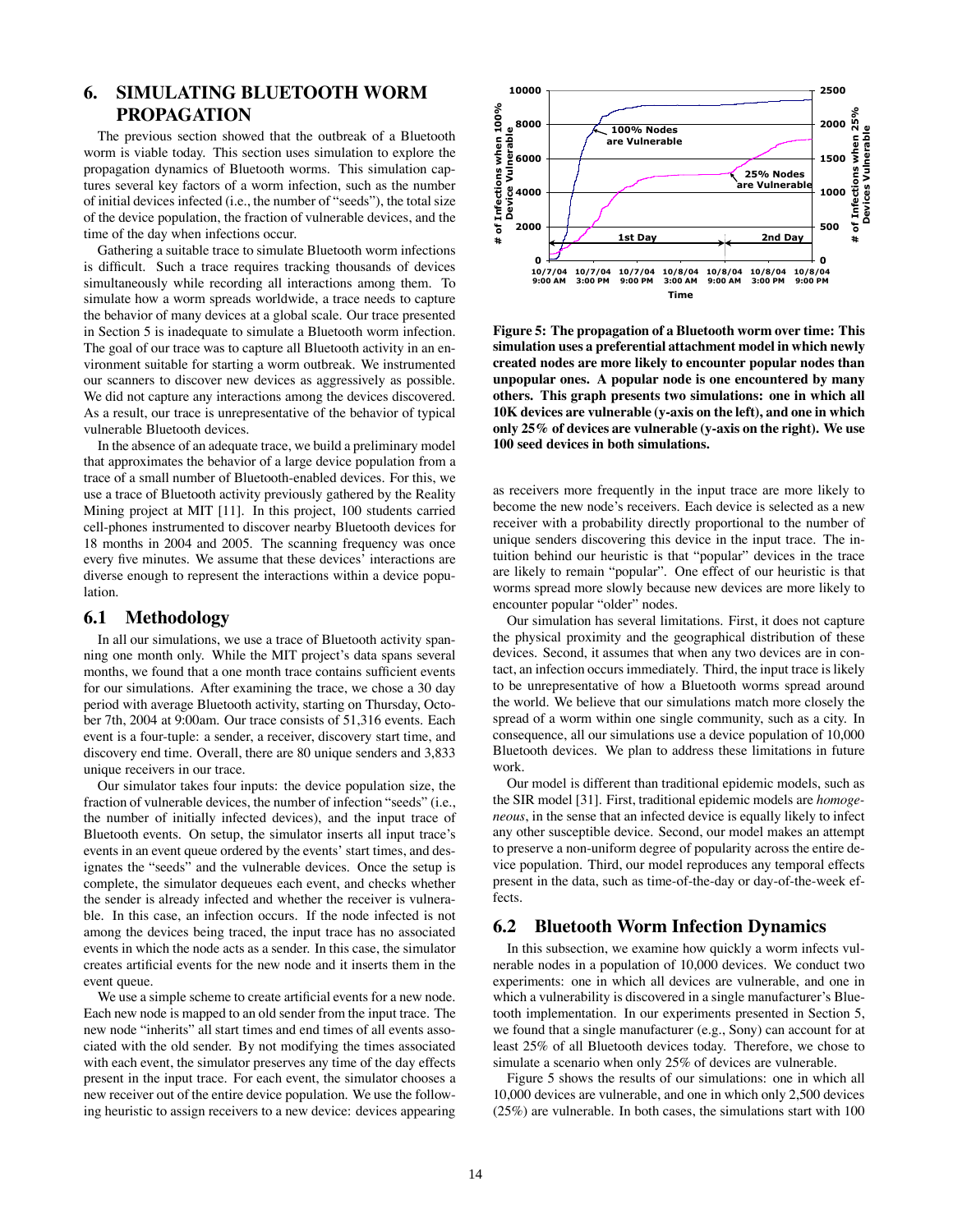## 6. SIMULATING BLUETOOTH WORM PROPAGATION

The previous section showed that the outbreak of a Bluetooth worm is viable today. This section uses simulation to explore the propagation dynamics of Bluetooth worms. This simulation captures several key factors of a worm infection, such as the number of initial devices infected (i.e., the number of "seeds"), the total size of the device population, the fraction of vulnerable devices, and the time of the day when infections occur.

Gathering a suitable trace to simulate Bluetooth worm infections is difficult. Such a trace requires tracking thousands of devices simultaneously while recording all interactions among them. To simulate how a worm spreads worldwide, a trace needs to capture the behavior of many devices at a global scale. Our trace presented in Section 5 is inadequate to simulate a Bluetooth worm infection. The goal of our trace was to capture all Bluetooth activity in an environment suitable for starting a worm outbreak. We instrumented our scanners to discover new devices as aggressively as possible. We did not capture any interactions among the devices discovered. As a result, our trace is unrepresentative of the behavior of typical vulnerable Bluetooth devices.

In the absence of an adequate trace, we build a preliminary model that approximates the behavior of a large device population from a trace of a small number of Bluetooth-enabled devices. For this, we use a trace of Bluetooth activity previously gathered by the Reality Mining project at MIT [11]. In this project, 100 students carried cell-phones instrumented to discover nearby Bluetooth devices for 18 months in 2004 and 2005. The scanning frequency was once every five minutes. We assume that these devices' interactions are diverse enough to represent the interactions within a device population.

### 6.1 Methodology

In all our simulations, we use a trace of Bluetooth activity spanning one month only. While the MIT project's data spans several months, we found that a one month trace contains sufficient events for our simulations. After examining the trace, we chose a 30 day period with average Bluetooth activity, starting on Thursday, October 7th, 2004 at 9:00am. Our trace consists of 51,316 events. Each event is a four-tuple: a sender, a receiver, discovery start time, and discovery end time. Overall, there are 80 unique senders and 3,833 unique receivers in our trace.

Our simulator takes four inputs: the device population size, the fraction of vulnerable devices, the number of infection "seeds" (i.e., the number of initially infected devices), and the input trace of Bluetooth events. On setup, the simulator inserts all input trace's events in an event queue ordered by the events' start times, and designates the "seeds" and the vulnerable devices. Once the setup is complete, the simulator dequeues each event, and checks whether the sender is already infected and whether the receiver is vulnerable. In this case, an infection occurs. If the node infected is not among the devices being traced, the input trace has no associated events in which the node acts as a sender. In this case, the simulator creates artificial events for the new node and it inserts them in the event queue.

We use a simple scheme to create artificial events for a new node. Each new node is mapped to an old sender from the input trace. The new node "inherits" all start times and end times of all events associated with the old sender. By not modifying the times associated with each event, the simulator preserves any time of the day effects present in the input trace. For each event, the simulator chooses a new receiver out of the entire device population. We use the following heuristic to assign receivers to a new device: devices appearing as receivers more frequently in the input trace are more likely to become the new node's receivers. Each device is selected as a new receiver with a probability directly proportional to the number of unique senders discovering this device in the input trace. The intuition behind our heuristic is that "popular" devices in the trace are likely to remain "popular". One effect of our heuristic is that worms spread more slowly because new devices are more likely to encounter popular "older" nodes.

**Figure 5: The propagation of a Bluetooth worm over time: This simulation uses a preferential attachment model in which newly created nodes are more likely to encounter popular nodes than unpopular ones. A popular node is one encountered by many others. This graph presents two simulations: one in which all 10K devices are vulnerable (y-axis on the left), and one in which only 25% of devices are vulnerable (y-axis on the right). We use 100 seed devices in both simulations.**

Our simulation has several limitations. First, it does not capture the physical proximity and the geographical distribution of these devices. Second, it assumes that when any two devices are in contact, an infection occurs immediately. Third, the input trace is likely to be unrepresentative of how a Bluetooth worms spread around the world. We believe that our simulations match more closely the spread of a worm within one single community, such as a city. In consequence, all our simulations use a device population of 10,000 Bluetooth devices. We plan to address these limitations in future work.

Our model is different than traditional epidemic models, such as the SIR model [31]. First, traditional epidemic models are *homogeneous*, in the sense that an infected device is equally likely to infect any other susceptible device. Second, our model makes an attempt to preserve a non-uniform degree of popularity across the entire device population. Third, our model reproduces any temporal effects present in the data, such as time-of-the-day or day-of-the-week effects.

### 6.2 Bluetooth Worm Infection Dynamics

In this subsection, we examine how quickly a worm infects vulnerable nodes in a population of 10,000 devices. We conduct two experiments: one in which all devices are vulnerable, and one in which a vulnerability is discovered in a single manufacturer's Bluetooth implementation. In our experiments presented in Section 5, we found that a single manufacturer (e.g., Sony) can account for at least 25% of all Bluetooth devices today. Therefore, we chose to simulate a scenario when only 25% of devices are vulnerable.

Figure 5 shows the results of our simulations: one in which all 10,000 devices are vulnerable, and one in which only 2,500 devices (25%) are vulnerable. In both cases, the simulations start with 100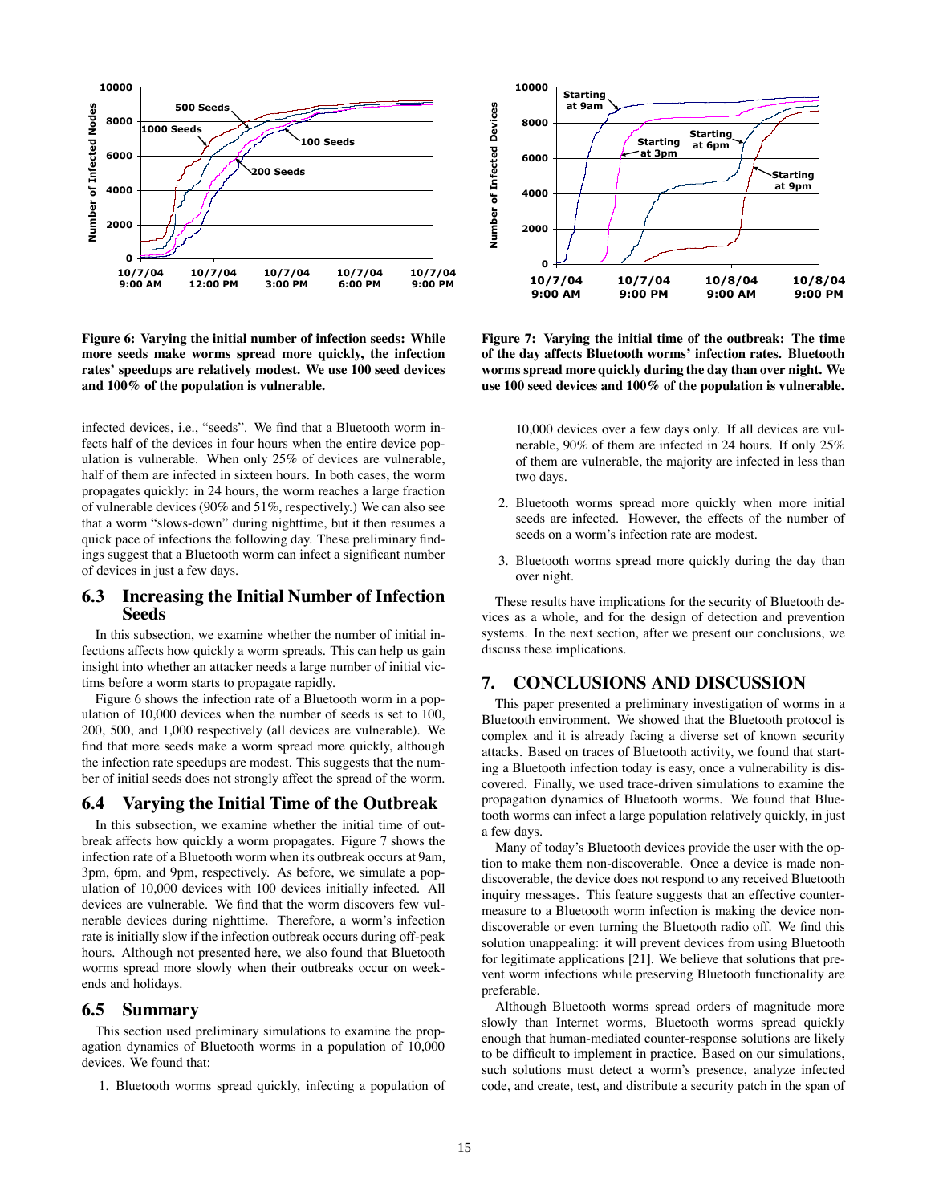Figure 6: Varying the initial number of infection seeds: While more seeds make worms spread more quickly, the infection rates' speedups are relatively modest. We use 100 seed devices and 100% of the population is vulnerable.

Figure 7: Varying the initial time of the outbreak: The time of the day affects Bluetooth worms' infection rates. Bluetooth worms spread more quickly during the day than over night. We use 100 seed devices and 100% of the population is vulnerable.

infected devices, i.e., "seeds". We find that a Bluetooth worm infects half of the devices in four hours when the entire device population is vulnerable. When only 25% of devices are vulnerable, half of them are infected in sixteen hours. In both cases, the worm propagates quickly: in 24 hours, the worm reaches a large fraction of vulnerable devices (90% and 51%, respectively.) We can also see that a worm "slows-down" during nighttime, but it then resumes a quick pace of infections the following day. These preliminary findings suggest that a Bluetooth worm can infect a significant number of devices in just a few days.

## 6.3 Increasing the Initial Number of Infection Seeds

In this subsection, we examine whether the number of initial infections affects how quickly a worm spreads. This can help us gain insight into whether an attacker needs a large number of initial victims before a worm starts to propagate rapidly.

Figure 6 shows the infection rate of a Bluetooth worm in a population of 10,000 devices when the number of seeds is set to 100, 200, 500, and 1,000 respectively (all devices are vulnerable). We find that more seeds make a worm spread more quickly, although the infection rate speedups are modest. This suggests that the number of initial seeds does not strongly affect the spread of the worm.

## 6.4 Varying the Initial Time of the Outbreak

In this subsection, we examine whether the initial time of outbreak affects how quickly a worm propagates. Figure 7 shows the infection rate of a Bluetooth worm when its outbreak occurs at 9am, 3pm, 6pm, and 9pm, respectively. As before, we simulate a population of 10,000 devices with 100 devices initially infected. All devices are vulnerable. We find that the worm discovers few vulnerable devices during nighttime. Therefore, a worm's infection rate is initially slow if the infection outbreak occurs during off-peak hours. Although not presented here, we also found that Bluetooth worms spread more slowly when their outbreaks occur on weekends and holidays.

## 6.5 Summary

This section used preliminary simulations to examine the propagation dynamics of Bluetooth worms in a population of 10,000 devices. We found that:

1. Bluetooth worms spread quickly, infecting a population of 10,000 devices over a few days only. If all devices are vulnerable, 90% of them are infected in 24 hours. If only 25% of them are vulnerable, the majority are infected in less than two days.
2. Bluetooth worms spread more quickly when more initial seeds are infected. However, the effects of the number of seeds on a worm's infection rate are modest.
3. Bluetooth worms spread more quickly during the day than over night.

These results have implications for the security of Bluetooth devices as a whole, and for the design of detection and prevention systems. In the next section, after we present our conclusions, we discuss these implications.

# 7. CONCLUSIONS AND DISCUSSION

This paper presented a preliminary investigation of worms in a Bluetooth environment. We showed that the Bluetooth protocol is complex and it is already facing a diverse set of known security attacks. Based on traces of Bluetooth activity, we found that starting a Bluetooth infection today is easy, once a vulnerability is discovered. Finally, we used trace-driven simulations to examine the propagation dynamics of Bluetooth worms. We found that Bluetooth worms can infect a large population relatively quickly, in just a few days.

Many of today's Bluetooth devices provide the user with the option to make them non-discoverable. Once a device is made non-discoverable, the device does not respond to any received Bluetooth inquiry messages. This feature suggests that an effective countermeasure to a Bluetooth worm infection is making the device non-discoverable or even turning the Bluetooth radio off. We find this solution unappealing: it will prevent devices from using Bluetooth for legitimate applications [21]. We believe that solutions that prevent worm infections while preserving Bluetooth functionality are preferable.

Although Bluetooth worms spread orders of magnitude more slowly than Internet worms, Bluetooth worms spread quickly enough that human-mediated counter-response solutions are likely to be difficult to implement in practice. Based on our simulations, such solutions must detect a worm's presence, analyze infected code, and create, test, and distribute a security patch in the span of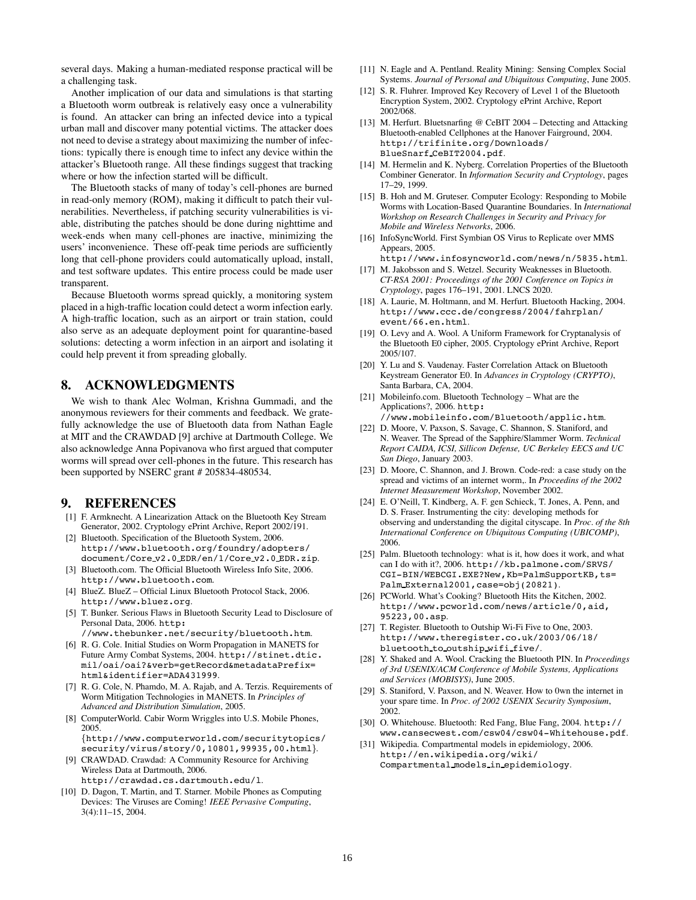several days. Making a human-mediated response practical will be a challenging task.

Another implication of our data and simulations is that starting a Bluetooth worm outbreak is relatively easy once a vulnerability is found. An attacker can bring an infected device into a typical urban mall and discover many potential victims. The attacker does not need to devise a strategy about maximizing the number of infections: typically there is enough time to infect any device within the attacker's Bluetooth range. All these findings suggest that tracking where or how the infection started will be difficult.

The Bluetooth stacks of many of today's cell-phones are burned in read-only memory (ROM), making it difficult to patch their vulnerabilities. Nevertheless, if patching security vulnerabilities is viable, distributing the patches should be done during nighttime and week-ends when many cell-phones are inactive, minimizing the users' inconvenience. These off-peak time periods are sufficiently long that cell-phone providers could automatically upload, install, and test software updates. This entire process could be made user transparent.

Because Bluetooth worms spread quickly, a monitoring system placed in a high-traffic location could detect a worm infection early. A high-traffic location, such as an airport or train station, could also serve as an adequate deployment point for quarantine-based solutions: detecting a worm infection in an airport and isolating it could help prevent it from spreading globally.

## 8. ACKNOWLEDGMENTS

We wish to thank Alec Wolman, Krishna Gummadi, and the anonymous reviewers for their comments and feedback. We gratefully acknowledge the use of Bluetooth data from Nathan Eagle at MIT and the CRAWDAD [9] archive at Dartmouth College. We also acknowledge Anna Popivanova who first argued that computer worms will spread over cell-phones in the future. This research has been supported by NSERC grant # 205834-480534.

## 9. REFERENCES

[1] F. Armknecht. A Linearization Attack on the Bluetooth Key Stream Generator, 2002. Cryptology ePrint Archive, Report 2002/191.

[2] Bluetooth. Specification of the Bluetooth System, 2006. http://www.bluetooth.org/foundry/adopters/document/Core_v2.0_EDR/en/1/Core_v2.0_EDR.zip.

[3] Bluetooth.com. The Official Bluetooth Wireless Info Site, 2006. http://www.bluetooth.com.

[4] BlueZ. BlueZ – Official Linux Bluetooth Protocol Stack, 2006. http://www.bluez.org.

[5] T. Bunker. Serious Flaws in Bluetooth Security Lead to Disclosure of Personal Data, 2006. http://www.thebunker.net/security/bluetooth.htm.

[6] R. G. Cole. Initial Studies on Worm Propagation in MANETS for Future Army Combat Systems, 2004. http://stinet.dtic.mil/oai/oai?&verb=getRecord&metadataPrefix=html&identifier=ADA431999.

[7] R. G. Cole, N. Phamdo, M. A. Rajab, and A. Terzis. Requirements of Worm Mitigation Technologies in MANETS. In *Principles of Advanced and Distribution Simulation*, 2005.

[8] ComputerWorld. Cabir Worm Wriggles into U.S. Mobile Phones, 2005. {http://www.computerworld.com/securitytopics/security/virus/story/0,10801,99935,00.html}.

[9] CRAWDAD. Crawdad: A Community Resource for Archiving Wireless Data at Dartmouth, 2006. http://crawdad.cs.dartmouth.edu/l.

[10] D. Dagon, T. Martin, and T. Starner. Mobile Phones as Computing Devices: The Viruses are Coming! *IEEE Pervasive Computing*, 3(4):11–15, 2004.

[11] N. Eagle and A. Pentland. Reality Mining: Sensing Complex Social Systems. *Journal of Personal and Ubiquitous Computing*, June 2005.

[12] S. R. Fluhrer. Improved Key Recovery of Level 1 of the Bluetooth Encryption System, 2002. Cryptology ePrint Archive, Report 2002/068.

[13] M. Herfurt. Bluetsnarfing @ CeBIT 2004 – Detecting and Attacking Bluetooth-enabled Cellphones at the Hanover Fairground, 2004. http://trifinite.org/Downloads/BlueSnarf_CeBIT2004.pdf.

[14] M. Hermelin and K. Nyberg. Correlation Properties of the Bluetooth Combiner Generator. In *Information Security and Cryptology*, pages 17–29, 1999.

[15] B. Hoh and M. Gruteser. Computer Ecology: Responding to Mobile Worms with Location-Based Quarantine Boundaries. In *International Workshop on Research Challenges in Security and Privacy for Mobile and Wireless Networks*, 2006.

[16] InfoSyncWorld. First Symbian OS Virus to Replicate over MMS Appears, 2005. http://www.infosyncworld.com/news/n/5835.html.

[17] M. Jakobsson and S. Wetzel. Security Weaknesses in Bluetooth. *CT-RSA 2001: Proceedings of the 2001 Conference on Topics in Cryptology*, pages 176–191, 2001. LNCS 2020.

[18] A. Laurie, M. Holtmann, and M. Herfurt. Bluetooth Hacking, 2004. http://www.ccc.de/congress/2004/fahrplan/event/66.en.html.

[19] O. Levy and A. Wool. A Uniform Framework for Cryptanalysis of the Bluetooth E0 cipher, 2005. Cryptology ePrint Archive, Report 2005/107.

[20] Y. Lu and S. Vaudenay. Faster Correlation Attack on Bluetooth Keystream Generator E0. In *Advances in Cryptology (CRYPTO)*, Santa Barbara, CA, 2004.

[21] Mobileinfo.com. Bluetooth Technology – What are the Applications?, 2006. http://www.mobileinfo.com/Bluetooth/applic.htm.

[22] D. Moore, V. Paxson, S. Savage, C. Shannon, S. Staniford, and N. Weaver. The Spread of the Sapphire/Slammer Worm. *Technical Report CAIDA, ICSI, Sillicon Defense, UC Berkeley EECS and UC San Diego*, January 2003.

[23] D. Moore, C. Shannon, and J. Brown. Code-red: a case study on the spread and victims of an internet worm,. In *Proceedins of the 2002 Internet Measurement Workshop*, November 2002.

[24] E. O'Neill, T. Kindberg, A. F. gen Schieck, T. Jones, A. Penn, and D. S. Fraser. Instrumenting the city: developing methods for observing and understanding the digital cityscape. In *Proc. of the 8th International Conference on Ubiquitous Computing (UBICOMP)*, 2006.

[25] Palm. Bluetooth technology: what is it, how does it work, and what can I do with it?, 2006. http://kb.palmone.com/SRVS/CGI-BIN/WEBCGI.EXE?New,Kb=PalmSupportKB,ts=Palm_External2001,case=obj(20821).

[26] PCWorld. What's Cooking? Bluetooth Hits the Kitchen, 2002. http://www.pcworld.com/news/article/0,aid,95223,00.asp.

[27] T. Register. Bluetooth to Outship Wi-Fi Five to One, 2003. http://www.theregister.co.uk/2003/06/18/bluetooth_to_outship_wifi_five/.

[28] Y. Shaked and A. Wool. Cracking the Bluetooth PIN. In *Proceedings of 3rd USENIX/ACM Conference of Mobile Systems, Applications and Services (MOBISYS)*, June 2005.

[29] S. Staniford, V. Paxson, and N. Weaver. How to 0wn the internet in your spare time. In *Proc. of 2002 USENIX Security Symposium*, 2002.

[30] O. Whitehouse. Bluetooth: Red Fang, Blue Fang, 2004. http://www.cansecwest.com/csw04/csw04-Whitehouse.pdf.

[31] Wikipedia. Compartmental models in epidemiology, 2006. http://en.wikipedia.org/wiki/Compartmental_models_in_epidemiology.